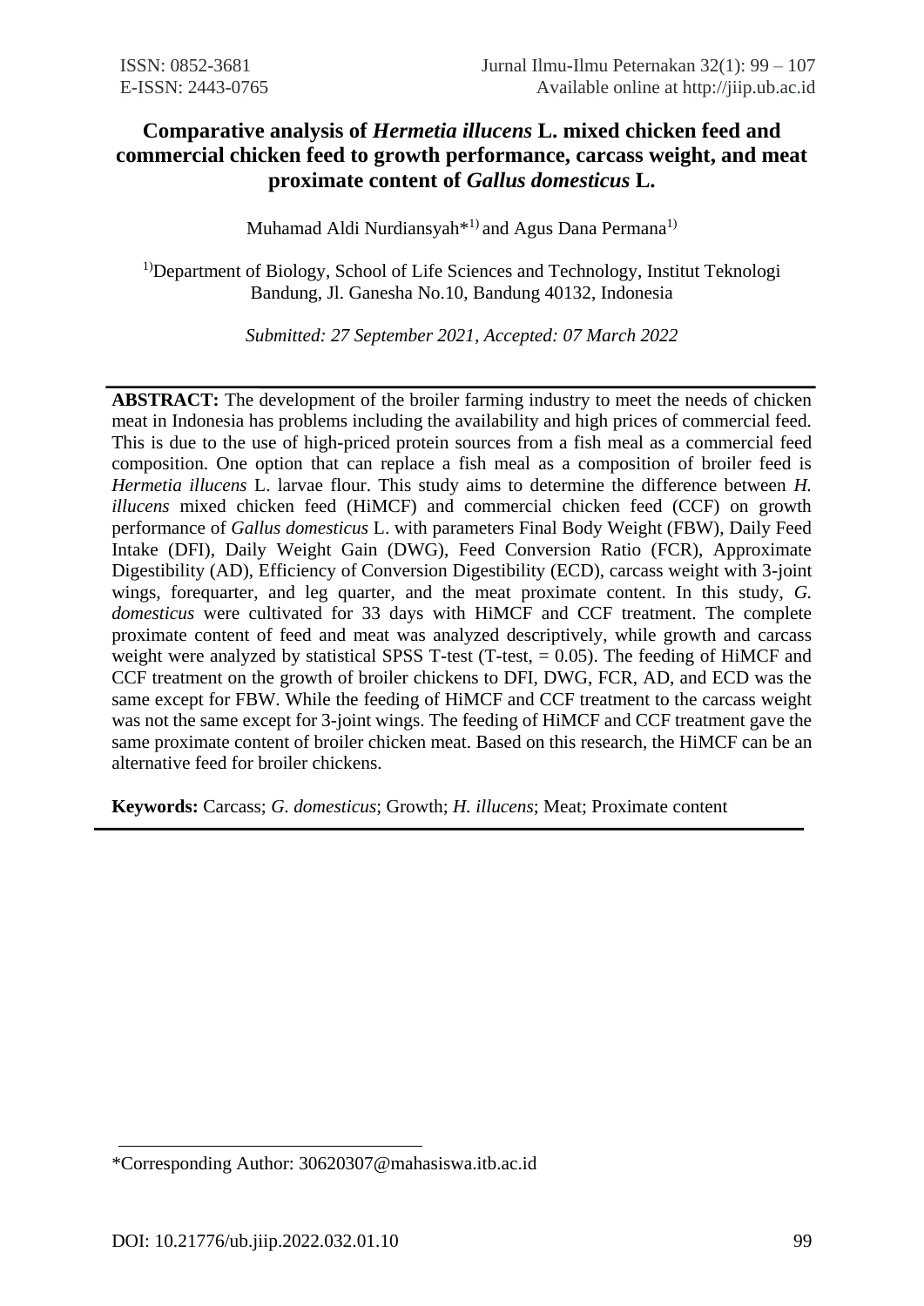# Comparative analysis of *Hermetia illucens* L. mixed chicken feed and commercial chicken feed to growth performance, carcass weight, and meat proximate content of *Gallus domesticus* L.

Muhamad Aldi Nurdiansyah*[1)] and Agus Dana Permana[1)]

[1)]Department of Biology, School of Life Sciences and Technology, Institut Teknologi Bandung, Jl. Ganesha No.10, Bandung 40132, Indonesia

*Submitted: 27 September 2021, Accepted: 07 March 2022*

---

**ABSTRACT:** The development of the broiler farming industry to meet the needs of chicken meat in Indonesia has problems including the availability and high prices of commercial feed. This is due to the use of high-priced protein sources from a fish meal as a commercial feed composition. One option that can replace a fish meal as a composition of broiler feed is *Hermetia illucens* L. larvae flour. This study aims to determine the difference between *H. illucens* mixed chicken feed (HiMCF) and commercial chicken feed (CCF) on growth performance of *Gallus domesticus* L. with parameters Final Body Weight (FBW), Daily Feed Intake (DFI), Daily Weight Gain (DWG), Feed Conversion Ratio (FCR), Approximate Digestibility (AD), Efficiency of Conversion Digestibility (ECD), carcass weight with 3-joint wings, forequarter, and leg quarter, and the meat proximate content. In this study, *G. domesticus* were cultivated for 33 days with HiMCF and CCF treatment. The complete proximate content of feed and meat was analyzed descriptively, while growth and carcass weight were analyzed by statistical SPSS T-test (T-test, = 0.05). The feeding of HiMCF and CCF treatment on the growth of broiler chickens to DFI, DWG, FCR, AD, and ECD was the same except for FBW. While the feeding of HiMCF and CCF treatment to the carcass weight was not the same except for 3-joint wings. The feeding of HiMCF and CCF treatment gave the same proximate content of broiler chicken meat. Based on this research, the HiMCF can be an alternative feed for broiler chickens.

**Keywords:** Carcass; *G. domesticus*; Growth; *H. illucens*; Meat; Proximate content

---

*Corresponding Author: 30620307@mahasiswa.itb.ac.id

DOI: 10.21776/ub.jiip.2022.032.01.10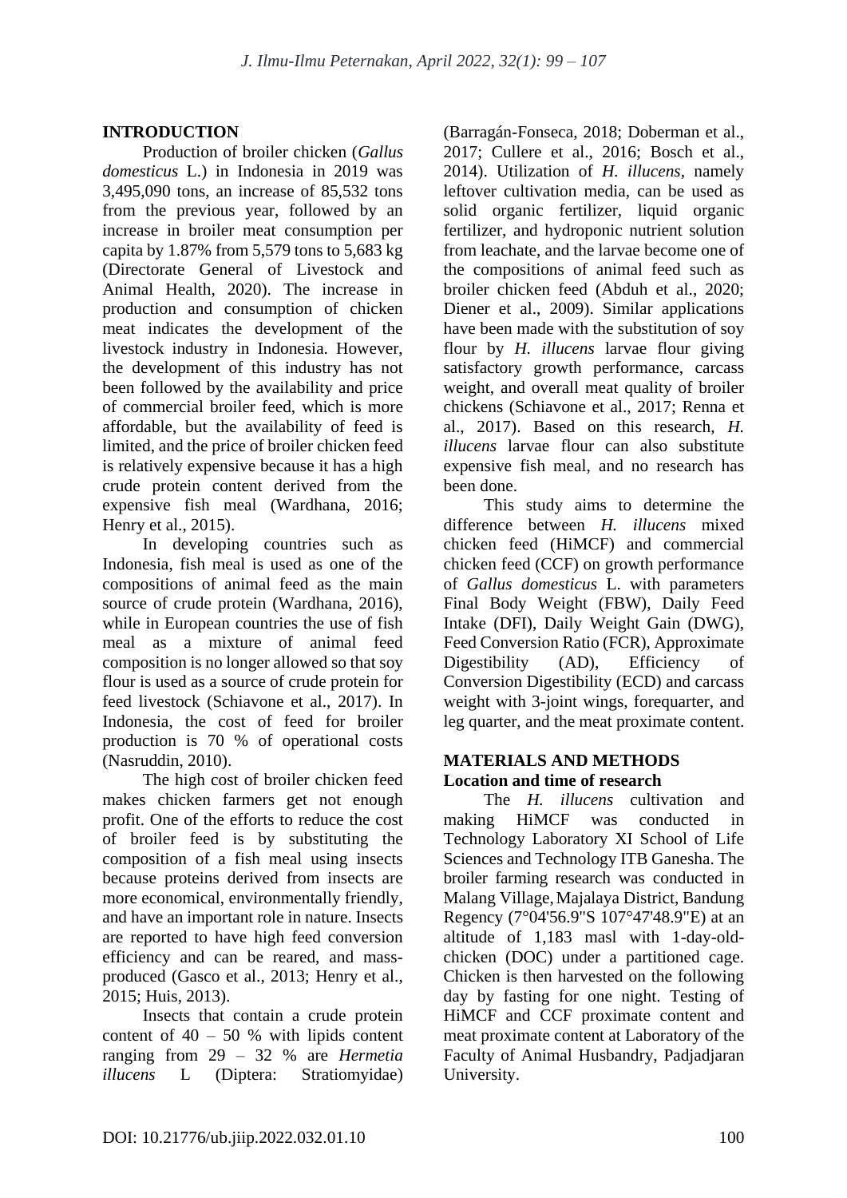## INTRODUCTION

Production of broiler chicken (*Gallus domesticus* L.) in Indonesia in 2019 was 3,495,090 tons, an increase of 85,532 tons from the previous year, followed by an increase in broiler meat consumption per capita by 1.87% from 5,579 tons to 5,683 kg (Directorate General of Livestock and Animal Health, 2020). The increase in production and consumption of chicken meat indicates the development of the livestock industry in Indonesia. However, the development of this industry has not been followed by the availability and price of commercial broiler feed, which is more affordable, but the availability of feed is limited, and the price of broiler chicken feed is relatively expensive because it has a high crude protein content derived from the expensive fish meal (Wardhana, 2016; Henry et al., 2015).

In developing countries such as Indonesia, fish meal is used as one of the compositions of animal feed as the main source of crude protein (Wardhana, 2016), while in European countries the use of fish meal as a mixture of animal feed composition is no longer allowed so that soy flour is used as a source of crude protein for feed livestock (Schiavone et al., 2017). In Indonesia, the cost of feed for broiler production is 70 % of operational costs (Nasruddin, 2010).

The high cost of broiler chicken feed makes chicken farmers get not enough profit. One of the efforts to reduce the cost of broiler feed is by substituting the composition of a fish meal using insects because proteins derived from insects are more economical, environmentally friendly, and have an important role in nature. Insects are reported to have high feed conversion efficiency and can be reared, and mass-produced (Gasco et al., 2013; Henry et al., 2015; Huis, 2013).

Insects that contain a crude protein content of 40 – 50 % with lipids content ranging from 29 – 32 % are *Hermetia illucens* L (Diptera: Stratiomyidae) (Barragán-Fonseca, 2018; Doberman et al., 2017; Cullere et al., 2016; Bosch et al., 2014). Utilization of *H. illucens*, namely leftover cultivation media, can be used as solid organic fertilizer, liquid organic fertilizer, and hydroponic nutrient solution from leachate, and the larvae become one of the compositions of animal feed such as broiler chicken feed (Abduh et al., 2020; Diener et al., 2009). Similar applications have been made with the substitution of soy flour by *H. illucens* larvae flour giving satisfactory growth performance, carcass weight, and overall meat quality of broiler chickens (Schiavone et al., 2017; Renna et al., 2017). Based on this research, *H. illucens* larvae flour can also substitute expensive fish meal, and no research has been done.

This study aims to determine the difference between *H. illucens* mixed chicken feed (HiMCF) and commercial chicken feed (CCF) on growth performance of *Gallus domesticus* L. with parameters Final Body Weight (FBW), Daily Feed Intake (DFI), Daily Weight Gain (DWG), Feed Conversion Ratio (FCR), Approximate Digestibility (AD), Efficiency of Conversion Digestibility (ECD) and carcass weight with 3-joint wings, forequarter, and leg quarter, and the meat proximate content.

## MATERIALS AND METHODS

### Location and time of research

The *H. illucens* cultivation and making HiMCF was conducted in Technology Laboratory XI School of Life Sciences and Technology ITB Ganesha. The broiler farming research was conducted in Malang Village, Majalaya District, Bandung Regency (7°04'56.9"S 107°47'48.9"E) at an altitude of 1,183 masl with 1-day-old-chicken (DOC) under a partitioned cage. Chicken is then harvested on the following day by fasting for one night. Testing of HiMCF and CCF proximate content and meat proximate content at Laboratory of the Faculty of Animal Husbandry, Padjadjaran University.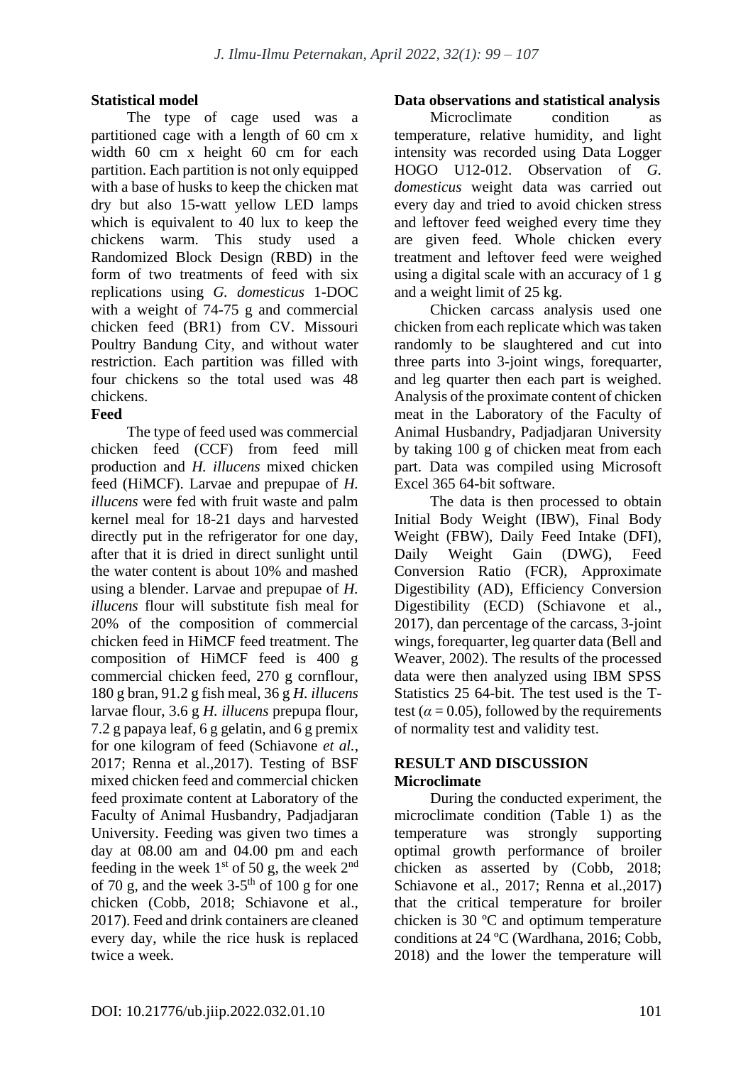**Statistical model**

The type of cage used was a partitioned cage with a length of 60 cm x width 60 cm x height 60 cm for each partition. Each partition is not only equipped with a base of husks to keep the chicken mat dry but also 15-watt yellow LED lamps which is equivalent to 40 lux to keep the chickens warm. This study used a Randomized Block Design (RBD) in the form of two treatments of feed with six replications using *G. domesticus* 1-DOC with a weight of 74-75 g and commercial chicken feed (BR1) from CV. Missouri Poultry Bandung City, and without water restriction. Each partition was filled with four chickens so the total used was 48 chickens.

**Feed**

The type of feed used was commercial chicken feed (CCF) from feed mill production and *H. illucens* mixed chicken feed (HiMCF). Larvae and prepupae of *H. illucens* were fed with fruit waste and palm kernel meal for 18-21 days and harvested directly put in the refrigerator for one day, after that it is dried in direct sunlight until the water content is about 10% and mashed using a blender. Larvae and prepupae of *H. illucens* flour will substitute fish meal for 20% of the composition of commercial chicken feed in HiMCF feed treatment. The composition of HiMCF feed is 400 g commercial chicken feed, 270 g cornflour, 180 g bran, 91.2 g fish meal, 36 g *H. illucens* larvae flour, 3.6 g *H. illucens* prepupa flour, 7.2 g papaya leaf, 6 g gelatin, and 6 g premix for one kilogram of feed (Schiavone *et al.*, 2017; Renna et al.,2017). Testing of BSF mixed chicken feed and commercial chicken feed proximate content at Laboratory of the Faculty of Animal Husbandry, Padjadjaran University. Feeding was given two times a day at 08.00 am and 04.00 pm and each feeding in the week 1st of 50 g, the week 2nd of 70 g, and the week 3-5th of 100 g for one chicken (Cobb, 2018; Schiavone et al., 2017). Feed and drink containers are cleaned every day, while the rice husk is replaced twice a week.

**Data observations and statistical analysis**

Microclimate condition as temperature, relative humidity, and light intensity was recorded using Data Logger HOGO U12-012. Observation of *G. domesticus* weight data was carried out every day and tried to avoid chicken stress and leftover feed weighed every time they are given feed. Whole chicken every treatment and leftover feed were weighed using a digital scale with an accuracy of 1 g and a weight limit of 25 kg.

Chicken carcass analysis used one chicken from each replicate which was taken randomly to be slaughtered and cut into three parts into 3-joint wings, forequarter, and leg quarter then each part is weighed. Analysis of the proximate content of chicken meat in the Laboratory of the Faculty of Animal Husbandry, Padjadjaran University by taking 100 g of chicken meat from each part. Data was compiled using Microsoft Excel 365 64-bit software.

The data is then processed to obtain Initial Body Weight (IBW), Final Body Weight (FBW), Daily Feed Intake (DFI), Daily Weight Gain (DWG), Feed Conversion Ratio (FCR), Approximate Digestibility (AD), Efficiency Conversion Digestibility (ECD) (Schiavone et al., 2017), dan percentage of the carcass, 3-joint wings, forequarter, leg quarter data (Bell and Weaver, 2002). The results of the processed data were then analyzed using IBM SPSS Statistics 25 64-bit. The test used is the T-test ($\alpha = 0.05$), followed by the requirements of normality test and validity test.

## RESULT AND DISCUSSION

**Microclimate**

During the conducted experiment, the microclimate condition (Table 1) as the temperature was strongly supporting optimal growth performance of broiler chicken as asserted by (Cobb, 2018; Schiavone et al., 2017; Renna et al.,2017) that the critical temperature for broiler chicken is 30 ºC and optimum temperature conditions at 24 ºC (Wardhana, 2016; Cobb, 2018) and the lower the temperature will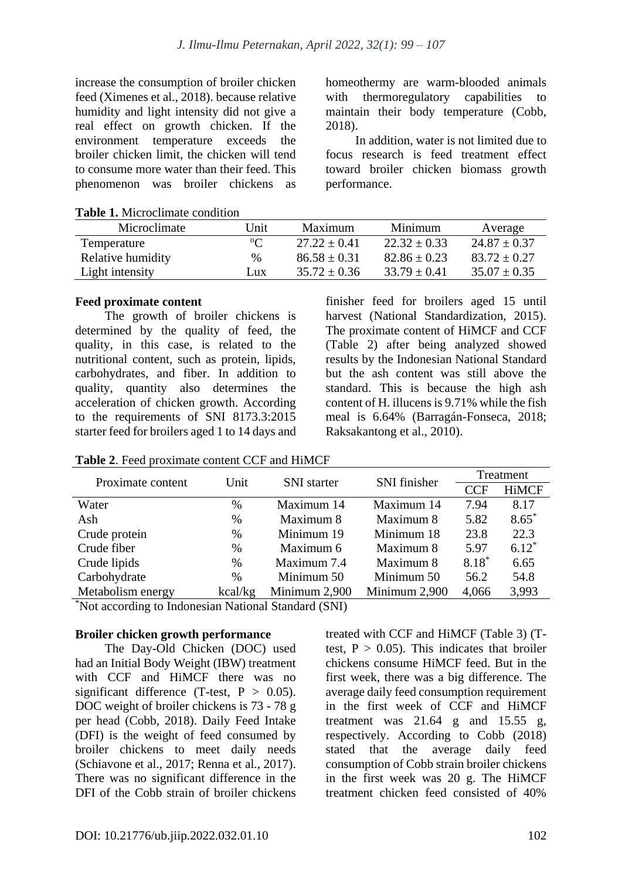increase the consumption of broiler chicken feed (Ximenes et al., 2018). because relative humidity and light intensity did not give a real effect on growth chicken. If the environment temperature exceeds the broiler chicken limit, the chicken will tend to consume more water than their feed. This phenomenon was broiler chickens as homeothermy are warm-blooded animals with thermoregulatory capabilities to maintain their body temperature (Cobb, 2018).

In addition, water is not limited due to focus research is feed treatment effect toward broiler chicken biomass growth performance.

**Table 1.** Microclimate condition

| Microclimate | Unit | Maximum | Minimum | Average |
|---|---|---|---|---|
| Temperature | $^{o}C$ | $27.22 \pm 0.41$ | $22.32 \pm 0.33$ | $24.87 \pm 0.37$ |
| Relative humidity | % | $86.58 \pm 0.31$ | $82.86 \pm 0.23$ | $83.72 \pm 0.27$ |
| Light intensity | Lux | $35.72 \pm 0.36$ | $33.79 \pm 0.41$ | $35.07 \pm 0.35$ |

**Feed proximate content**

The growth of broiler chickens is determined by the quality of feed, the quality, in this case, is related to the nutritional content, such as protein, lipids, carbohydrates, and fiber. In addition to quality, quantity also determines the acceleration of chicken growth. According to the requirements of SNI 8173.3:2015 starter feed for broilers aged 1 to 14 days and finisher feed for broilers aged 15 until harvest (National Standardization, 2015). The proximate content of HiMCF and CCF (Table 2) after being analyzed showed results by the Indonesian National Standard but the ash content was still above the standard. This is because the high ash content of H. illucens is 9.71% while the fish meal is 6.64% (Barragán-Fonseca, 2018; Raksakantong et al., 2010).

**Table 2**. Feed proximate content CCF and HiMCF

| Proximate content | Unit | SNI starter | SNI finisher | Treatment | |
|---|---|---|---|---|---|
| | | | | CCF | HiMCF |
| Water | % | Maximum 14 | Maximum 14 | 7.94 | 8.17 |
| Ash | % | Maximum 8 | Maximum 8 | 5.82 | 8.65* |
| Crude protein | % | Minimum 19 | Minimum 18 | 23.8 | 22.3 |
| Crude fiber | % | Maximum 6 | Maximum 8 | 5.97 | 6.12* |
| Crude lipids | % | Maximum 7.4 | Maximum 8 | 8.18* | 6.65 |
| Carbohydrate | % | Minimum 50 | Minimum 50 | 56.2 | 54.8 |
| Metabolism energy | kcal/kg | Minimum 2,900 | Minimum 2,900 | 4,066 | 3,993 |

*Not according to Indonesian National Standard (SNI)

**Broiler chicken growth performance**

The Day-Old Chicken (DOC) used had an Initial Body Weight (IBW) treatment with CCF and HiMCF there was no significant difference (T-test, $P > 0.05$). DOC weight of broiler chickens is 73 - 78 g per head (Cobb, 2018). Daily Feed Intake (DFI) is the weight of feed consumed by broiler chickens to meet daily needs (Schiavone et al., 2017; Renna et al., 2017). There was no significant difference in the DFI of the Cobb strain of broiler chickens treated with CCF and HiMCF (Table 3) (T-test, $P > 0.05$). This indicates that broiler chickens consume HiMCF feed. But in the first week, there was a big difference. The average daily feed consumption requirement in the first week of CCF and HiMCF treatment was 21.64 g and 15.55 g, respectively. According to Cobb (2018) stated that the average daily feed consumption of Cobb strain broiler chickens in the first week was 20 g. The HiMCF treatment chicken feed consisted of 40%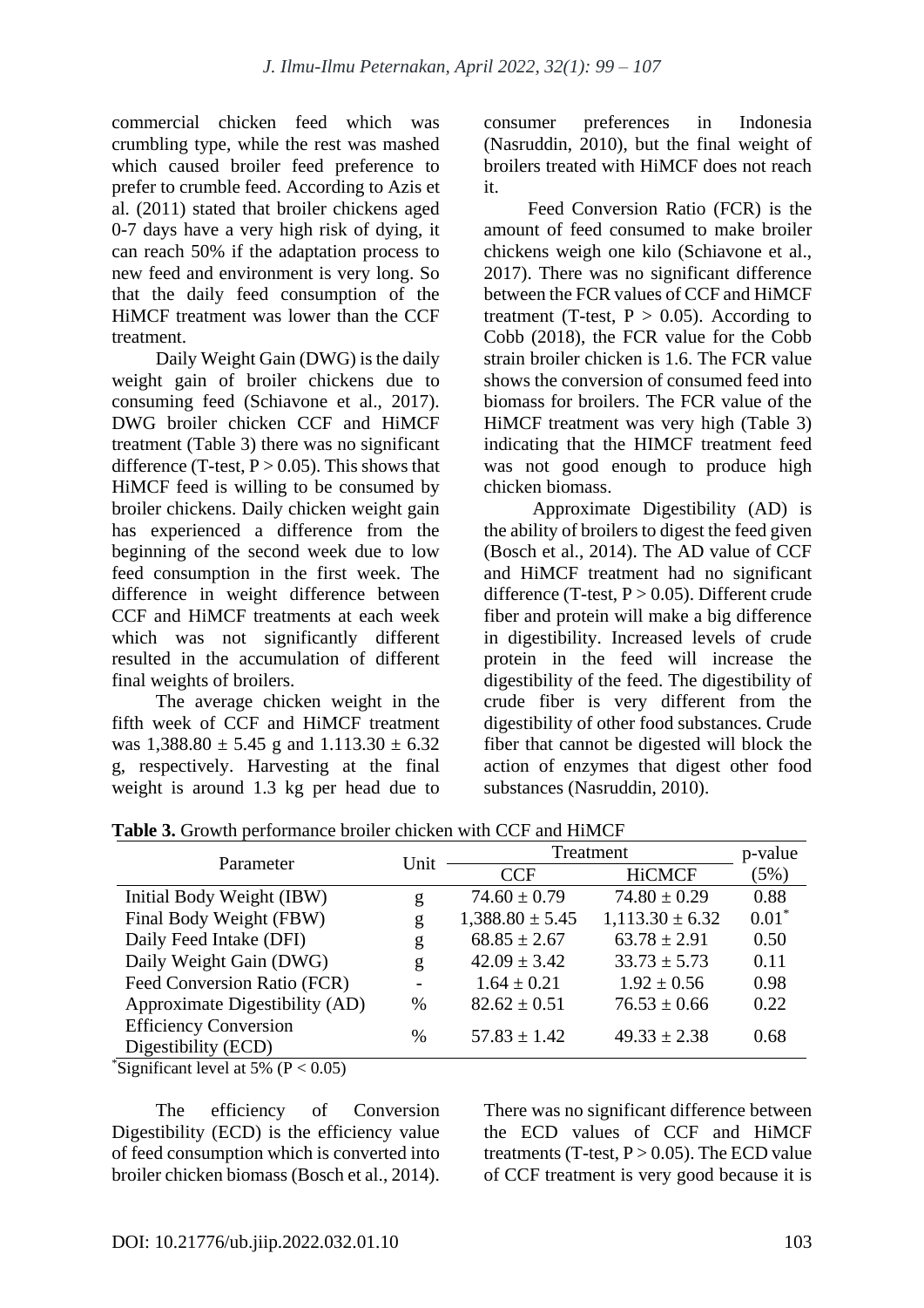commercial chicken feed which was crumbling type, while the rest was mashed which caused broiler feed preference to prefer to crumble feed. According to Azis et al. (2011) stated that broiler chickens aged 0-7 days have a very high risk of dying, it can reach 50% if the adaptation process to new feed and environment is very long. So that the daily feed consumption of the HiMCF treatment was lower than the CCF treatment.

Daily Weight Gain (DWG) is the daily weight gain of broiler chickens due to consuming feed (Schiavone et al., 2017). DWG broiler chicken CCF and HiMCF treatment (Table 3) there was no significant difference (T-test, P > 0.05). This shows that HiMCF feed is willing to be consumed by broiler chickens. Daily chicken weight gain has experienced a difference from the beginning of the second week due to low feed consumption in the first week. The difference in weight difference between CCF and HiMCF treatments at each week which was not significantly different resulted in the accumulation of different final weights of broilers.

The average chicken weight in the fifth week of CCF and HiMCF treatment was 1,388.80 ± 5.45 g and 1.113.30 ± 6.32 g, respectively. Harvesting at the final weight is around 1.3 kg per head due to consumer preferences in Indonesia (Nasruddin, 2010), but the final weight of broilers treated with HiMCF does not reach it.

Feed Conversion Ratio (FCR) is the amount of feed consumed to make broiler chickens weigh one kilo (Schiavone et al., 2017). There was no significant difference between the FCR values of CCF and HiMCF treatment (T-test, P > 0.05). According to Cobb (2018), the FCR value for the Cobb strain broiler chicken is 1.6. The FCR value shows the conversion of consumed feed into biomass for broilers. The FCR value of the HiMCF treatment was very high (Table 3) indicating that the HIMCF treatment feed was not good enough to produce high chicken biomass.

Approximate Digestibility (AD) is the ability of broilers to digest the feed given (Bosch et al., 2014). The AD value of CCF and HiMCF treatment had no significant difference (T-test, P > 0.05). Different crude fiber and protein will make a big difference in digestibility. Increased levels of crude protein in the feed will increase the digestibility of the feed. The digestibility of crude fiber is very different from the digestibility of other food substances. Crude fiber that cannot be digested will block the action of enzymes that digest other food substances (Nasruddin, 2010).

**Table 3.** Growth performance broiler chicken with CCF and HiMCF

| Parameter | Unit | Treatment | | p-value (5%) |
|---|---|---|---|---|
| | | CCF | HiCMCF | |
| Initial Body Weight (IBW) | g | 74.60 ± 0.79 | 74.80 ± 0.29 | 0.88 |
| Final Body Weight (FBW) | g | 1,388.80 ± 5.45 | 1,113.30 ± 6.32 | 0.01* |
| Daily Feed Intake (DFI) | g | 68.85 ± 2.67 | 63.78 ± 2.91 | 0.50 |
| Daily Weight Gain (DWG) | g | 42.09 ± 3.42 | 33.73 ± 5.73 | 0.11 |
| Feed Conversion Ratio (FCR) | - | 1.64 ± 0.21 | 1.92 ± 0.56 | 0.98 |
| Approximate Digestibility (AD) | % | 82.62 ± 0.51 | 76.53 ± 0.66 | 0.22 |
| Efficiency Conversion Digestibility (ECD) | % | 57.83 ± 1.42 | 49.33 ± 2.38 | 0.68 |

*Significant level at 5% (P < 0.05)

The efficiency of Conversion Digestibility (ECD) is the efficiency value of feed consumption which is converted into broiler chicken biomass (Bosch et al., 2014). There was no significant difference between the ECD values of CCF and HiMCF treatments (T-test, P > 0.05). The ECD value of CCF treatment is very good because it is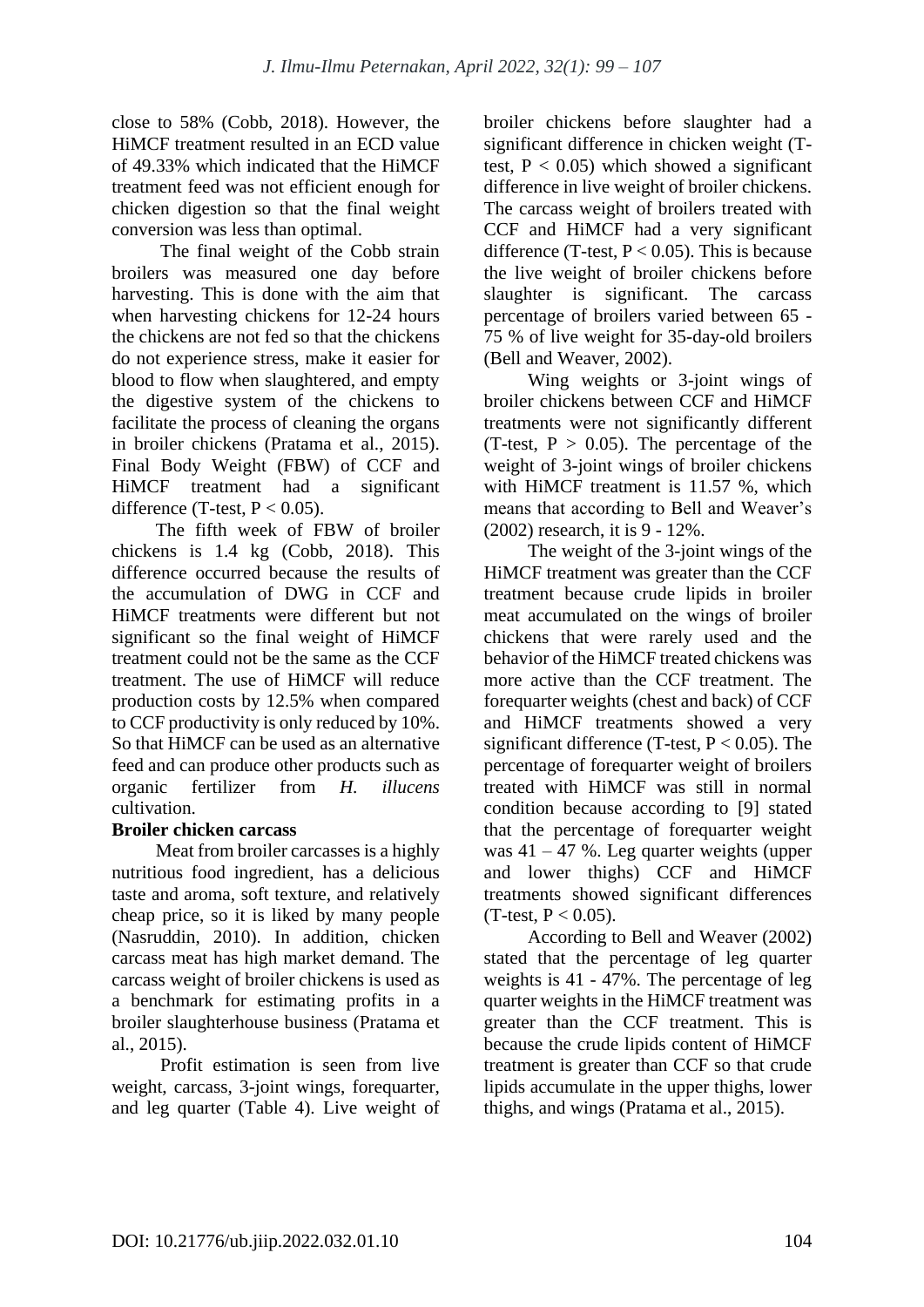close to 58% (Cobb, 2018). However, the HiMCF treatment resulted in an ECD value of 49.33% which indicated that the HiMCF treatment feed was not efficient enough for chicken digestion so that the final weight conversion was less than optimal.

The final weight of the Cobb strain broilers was measured one day before harvesting. This is done with the aim that when harvesting chickens for 12-24 hours the chickens are not fed so that the chickens do not experience stress, make it easier for blood to flow when slaughtered, and empty the digestive system of the chickens to facilitate the process of cleaning the organs in broiler chickens (Pratama et al., 2015). Final Body Weight (FBW) of CCF and HiMCF treatment had a significant difference (T-test, $P < 0.05$).

The fifth week of FBW of broiler chickens is 1.4 kg (Cobb, 2018). This difference occurred because the results of the accumulation of DWG in CCF and HiMCF treatments were different but not significant so the final weight of HiMCF treatment could not be the same as the CCF treatment. The use of HiMCF will reduce production costs by 12.5% when compared to CCF productivity is only reduced by 10%. So that HiMCF can be used as an alternative feed and can produce other products such as organic fertilizer from *H. illucens* cultivation.

**Broiler chicken carcass**

Meat from broiler carcasses is a highly nutritious food ingredient, has a delicious taste and aroma, soft texture, and relatively cheap price, so it is liked by many people (Nasruddin, 2010). In addition, chicken carcass meat has high market demand. The carcass weight of broiler chickens is used as a benchmark for estimating profits in a broiler slaughterhouse business (Pratama et al., 2015).

Profit estimation is seen from live weight, carcass, 3-joint wings, forequarter, and leg quarter (Table 4). Live weight of broiler chickens before slaughter had a significant difference in chicken weight (T-test, $P < 0.05$) which showed a significant difference in live weight of broiler chickens. The carcass weight of broilers treated with CCF and HiMCF had a very significant difference (T-test, $P < 0.05$). This is because the live weight of broiler chickens before slaughter is significant. The carcass percentage of broilers varied between 65 - 75 % of live weight for 35-day-old broilers (Bell and Weaver, 2002).

Wing weights or 3-joint wings of broiler chickens between CCF and HiMCF treatments were not significantly different (T-test, $P > 0.05$). The percentage of the weight of 3-joint wings of broiler chickens with HiMCF treatment is 11.57 %, which means that according to Bell and Weaver's (2002) research, it is 9 - 12%.

The weight of the 3-joint wings of the HiMCF treatment was greater than the CCF treatment because crude lipids in broiler meat accumulated on the wings of broiler chickens that were rarely used and the behavior of the HiMCF treated chickens was more active than the CCF treatment. The forequarter weights (chest and back) of CCF and HiMCF treatments showed a very significant difference (T-test, $P < 0.05$). The percentage of forequarter weight of broilers treated with HiMCF was still in normal condition because according to [9] stated that the percentage of forequarter weight was 41 – 47 %. Leg quarter weights (upper and lower thighs) CCF and HiMCF treatments showed significant differences (T-test, $P < 0.05$).

According to Bell and Weaver (2002) stated that the percentage of leg quarter weights is 41 - 47%. The percentage of leg quarter weights in the HiMCF treatment was greater than the CCF treatment. This is because the crude lipids content of HiMCF treatment is greater than CCF so that crude lipids accumulate in the upper thighs, lower thighs, and wings (Pratama et al., 2015).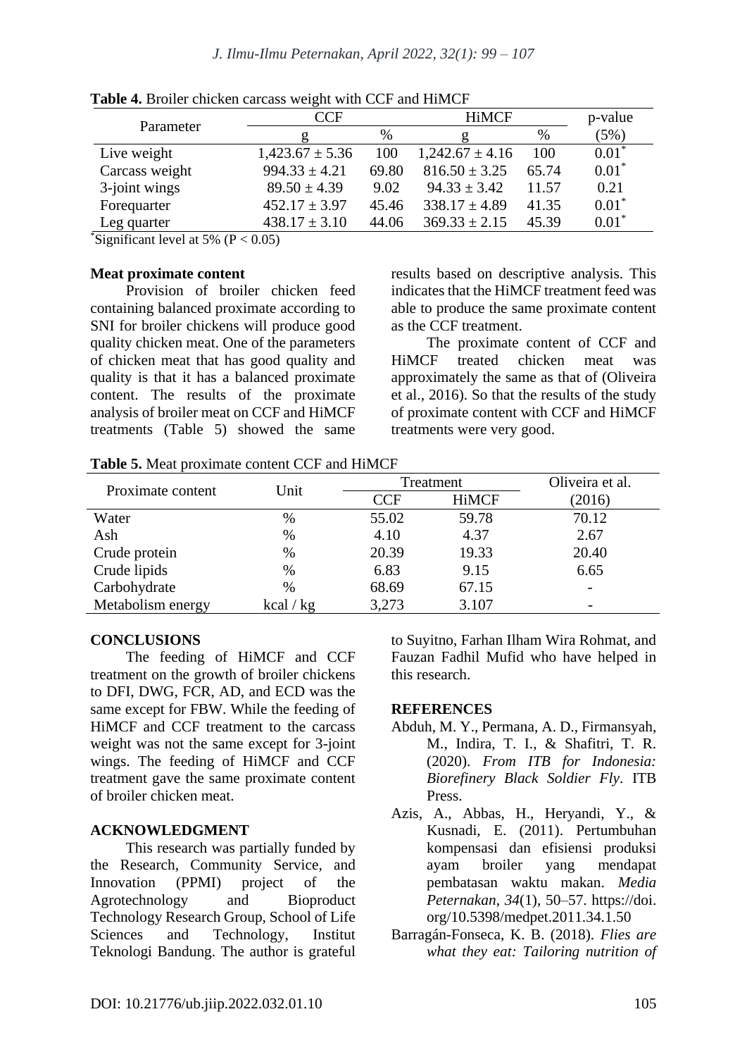**Table 4.** Broiler chicken carcass weight with CCF and HiMCF

| Parameter | CCF | | HiMCF | | p-value |
|---|---|---|---|---|---|
| | g | % | g | % | (5%) |
| Live weight | 1,423.67 ± 5.36 | 100 | 1,242.67 ± 4.16 | 100 | 0.01* |
| Carcass weight | 994.33 ± 4.21 | 69.80 | 816.50 ± 3.25 | 65.74 | 0.01* |
| 3-joint wings | 89.50 ± 4.39 | 9.02 | 94.33 ± 3.42 | 11.57 | 0.21 |
| Forequarter | 452.17 ± 3.97 | 45.46 | 338.17 ± 4.89 | 41.35 | 0.01* |
| Leg quarter | 438.17 ± 3.10 | 44.06 | 369.33 ± 2.15 | 45.39 | 0.01* |

*Significant level at 5% ($P < 0.05$)

### Meat proximate content

Provision of broiler chicken feed containing balanced proximate according to SNI for broiler chickens will produce good quality chicken meat. One of the parameters of chicken meat that has good quality and quality is that it has a balanced proximate content. The results of the proximate analysis of broiler meat on CCF and HiMCF treatments (Table 5) showed the same results based on descriptive analysis. This indicates that the HiMCF treatment feed was able to produce the same proximate content as the CCF treatment.

The proximate content of CCF and HiMCF treated chicken meat was approximately the same as that of (Oliveira et al., 2016). So that the results of the study of proximate content with CCF and HiMCF treatments were very good.

**Table 5.** Meat proximate content CCF and HiMCF

| Proximate content | Unit | Treatment | | Oliveira et al. |
|---|---|---|---|---|
| | | CCF | HiMCF | (2016) |
| Water | % | 55.02 | 59.78 | 70.12 |
| Ash | % | 4.10 | 4.37 | 2.67 |
| Crude protein | % | 20.39 | 19.33 | 20.40 |
| Crude lipids | % | 6.83 | 9.15 | 6.65 |
| Carbohydrate | % | 68.69 | 67.15 | - |
| Metabolism energy | kcal / kg | 3,273 | 3.107 | - |

## CONCLUSIONS

The feeding of HiMCF and CCF treatment on the growth of broiler chickens to DFI, DWG, FCR, AD, and ECD was the same except for FBW. While the feeding of HiMCF and CCF treatment to the carcass weight was not the same except for 3-joint wings. The feeding of HiMCF and CCF treatment gave the same proximate content of broiler chicken meat.

## ACKNOWLEDGMENT

This research was partially funded by the Research, Community Service, and Innovation (PPMI) project of the Agrotechnology and Bioproduct Technology Research Group, School of Life Sciences and Technology, Institut Teknologi Bandung. The author is grateful to Suyitno, Farhan Ilham Wira Rohmat, and Fauzan Fadhil Mufid who have helped in this research.

## REFERENCES

Abduh, M. Y., Permana, A. D., Firmansyah, M., Indira, T. I., & Shafitri, T. R. (2020). *From ITB for Indonesia: Biorefinery Black Soldier Fly*. ITB Press.

Azis, A., Abbas, H., Heryandi, Y., & Kusnadi, E. (2011). Pertumbuhan kompensasi dan efisiensi produksi ayam broiler yang mendapat pembatasan waktu makan. *Media Peternakan*, *34*(1), 50–57. https://doi.org/10.5398/medpet.2011.34.1.50

Barragán-Fonseca, K. B. (2018). *Flies are what they eat: Tailoring nutrition of*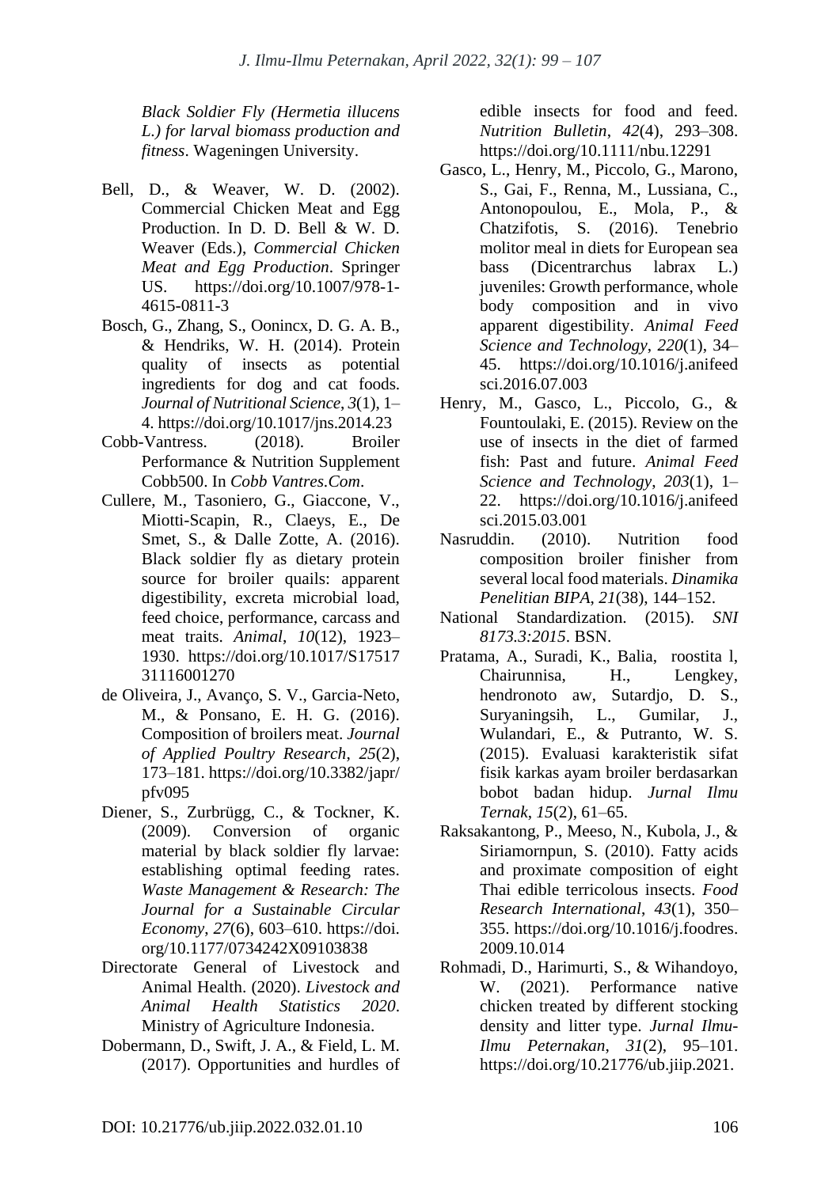*Black Soldier Fly (Hermetia illucens L.) for larval biomass production and fitness*. Wageningen University.

Bell, D., & Weaver, W. D. (2002). Commercial Chicken Meat and Egg Production. In D. D. Bell & W. D. Weaver (Eds.), *Commercial Chicken Meat and Egg Production*. Springer US. https://doi.org/10.1007/978-1-4615-0811-3

Bosch, G., Zhang, S., Oonincx, D. G. A. B., & Hendriks, W. H. (2014). Protein quality of insects as potential ingredients for dog and cat foods. *Journal of Nutritional Science*, *3*(1), 1–4. https://doi.org/10.1017/jns.2014.23

Cobb-Vantress. (2018). Broiler Performance & Nutrition Supplement Cobb500. In *Cobb Vantres.Com*.

Cullere, M., Tasoniero, G., Giaccone, V., Miotti-Scapin, R., Claeys, E., De Smet, S., & Dalle Zotte, A. (2016). Black soldier fly as dietary protein source for broiler quails: apparent digestibility, excreta microbial load, feed choice, performance, carcass and meat traits. *Animal*, *10*(12), 1923–1930. https://doi.org/10.1017/S1751731116001270

de Oliveira, J., Avanço, S. V., Garcia-Neto, M., & Ponsano, E. H. G. (2016). Composition of broilers meat. *Journal of Applied Poultry Research*, *25*(2), 173–181. https://doi.org/10.3382/japr/pfv095

Diener, S., Zurbrügg, C., & Tockner, K. (2009). Conversion of organic material by black soldier fly larvae: establishing optimal feeding rates. *Waste Management & Research: The Journal for a Sustainable Circular Economy*, *27*(6), 603–610. https://doi.org/10.1177/0734242X09103838

Directorate General of Livestock and Animal Health. (2020). *Livestock and Animal Health Statistics 2020*. Ministry of Agriculture Indonesia.

Dobermann, D., Swift, J. A., & Field, L. M. (2017). Opportunities and hurdles of edible insects for food and feed. *Nutrition Bulletin*, *42*(4), 293–308. https://doi.org/10.1111/nbu.12291

Gasco, L., Henry, M., Piccolo, G., Marono, S., Gai, F., Renna, M., Lussiana, C., Antonopoulou, E., Mola, P., & Chatzifotis, S. (2016). Tenebrio molitor meal in diets for European sea bass (Dicentrarchus labrax L.) juveniles: Growth performance, whole body composition and in vivo apparent digestibility. *Animal Feed Science and Technology*, *220*(1), 34–45. https://doi.org/10.1016/j.anifeedsci.2016.07.003

Henry, M., Gasco, L., Piccolo, G., & Fountoulaki, E. (2015). Review on the use of insects in the diet of farmed fish: Past and future. *Animal Feed Science and Technology*, *203*(1), 1–22. https://doi.org/10.1016/j.anifeedsci.2015.03.001

Nasruddin. (2010). Nutrition food composition broiler finisher from several local food materials. *Dinamika Penelitian BIPA*, *21*(38), 144–152.

National Standardization. (2015). *SNI 8173.3:2015*. BSN.

Pratama, A., Suradi, K., Balia, roostita l, Chairunnisa, H., Lengkey, hendronoto aw, Sutardjo, D. S., Suryaningsih, L., Gumilar, J., Wulandari, E., & Putranto, W. S. (2015). Evaluasi karakteristik sifat fisik karkas ayam broiler berdasarkan bobot badan hidup. *Jurnal Ilmu Ternak*, *15*(2), 61–65.

Raksakantong, P., Meeso, N., Kubola, J., & Siriamornpun, S. (2010). Fatty acids and proximate composition of eight Thai edible terricolous insects. *Food Research International*, *43*(1), 350–355. https://doi.org/10.1016/j.foodres.2009.10.014

Rohmadi, D., Harimurti, S., & Wihandoyo, W. (2021). Performance native chicken treated by different stocking density and litter type. *Jurnal Ilmu-Ilmu Peternakan*, *31*(2), 95–101. https://doi.org/10.21776/ub.jiip.2021.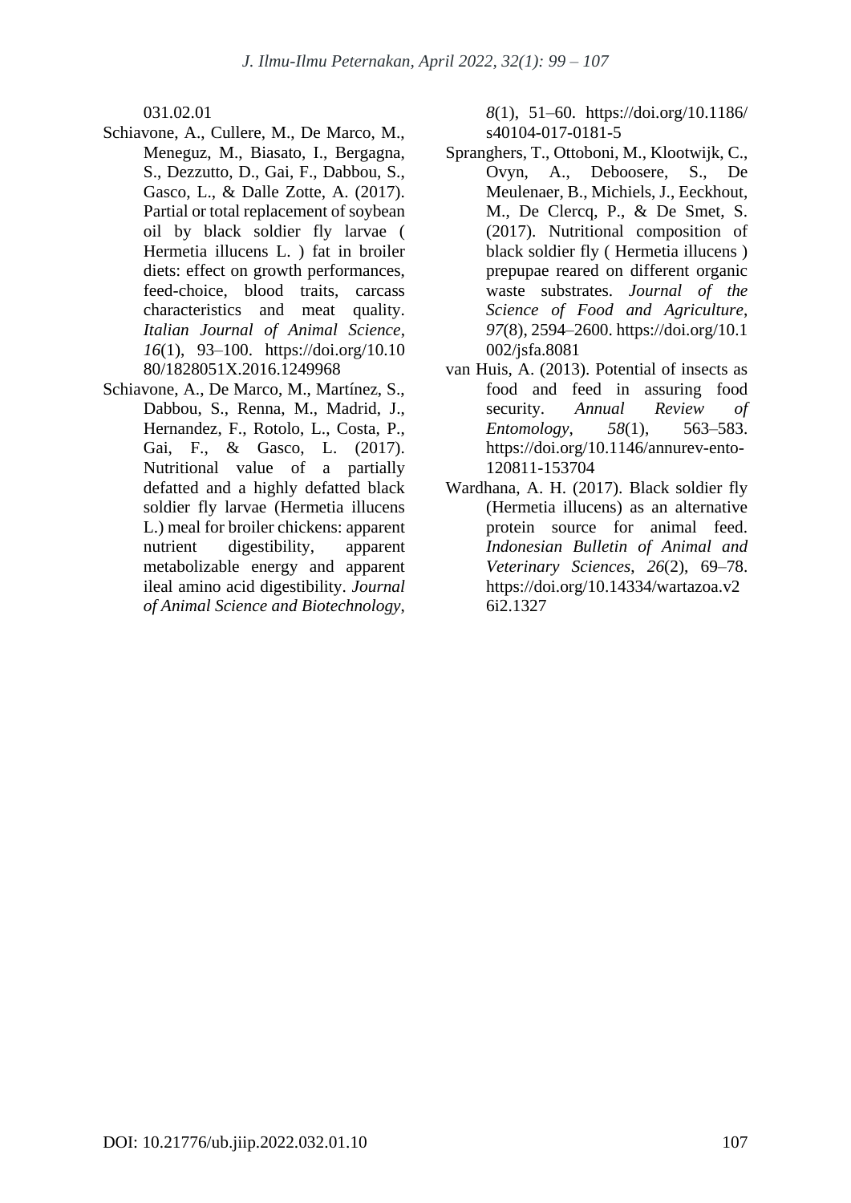031.02.01

Schiavone, A., Cullere, M., De Marco, M., Meneguz, M., Biasato, I., Bergagna, S., Dezzutto, D., Gai, F., Dabbou, S., Gasco, L., & Dalle Zotte, A. (2017). Partial or total replacement of soybean oil by black soldier fly larvae ( Hermetia illucens L. ) fat in broiler diets: effect on growth performances, feed-choice, blood traits, carcass characteristics and meat quality. *Italian Journal of Animal Science*, *16*(1), 93–100. https://doi.org/10.1080/1828051X.2016.1249968

Schiavone, A., De Marco, M., Martínez, S., Dabbou, S., Renna, M., Madrid, J., Hernandez, F., Rotolo, L., Costa, P., Gai, F., & Gasco, L. (2017). Nutritional value of a partially defatted and a highly defatted black soldier fly larvae (Hermetia illucens L.) meal for broiler chickens: apparent nutrient digestibility, apparent metabolizable energy and apparent ileal amino acid digestibility. *Journal of Animal Science and Biotechnology*, *8*(1), 51–60. https://doi.org/10.1186/s40104-017-0181-5

Spranghers, T., Ottoboni, M., Klootwijk, C., Ovyn, A., Deboosere, S., De Meulenaer, B., Michiels, J., Eeckhout, M., De Clercq, P., & De Smet, S. (2017). Nutritional composition of black soldier fly ( Hermetia illucens ) prepupae reared on different organic waste substrates. *Journal of the Science of Food and Agriculture*, *97*(8), 2594–2600. https://doi.org/10.1002/jsfa.8081

van Huis, A. (2013). Potential of insects as food and feed in assuring food security. *Annual Review of Entomology*, *58*(1), 563–583. https://doi.org/10.1146/annurev-ento-120811-153704

Wardhana, A. H. (2017). Black soldier fly (Hermetia illucens) as an alternative protein source for animal feed. *Indonesian Bulletin of Animal and Veterinary Sciences*, *26*(2), 69–78. https://doi.org/10.14334/wartazoa.v26i2.1327